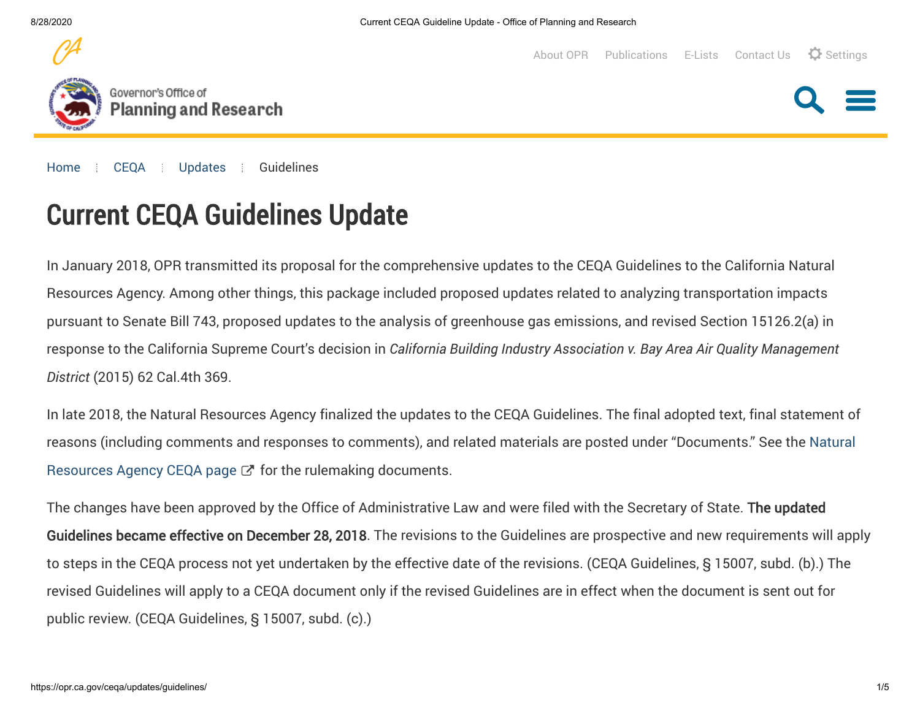# Current CEQA Guidelines Update

In January 2018, OPR transmitted its proposal for the comprehensive updates to the CEQA Guidelines to the California Natural Resources Agency. Among other things, this package included proposed updates related to analyzing transportation impacts pursuant to Senate Bill 743, proposed updates to the analysis of greenhouse gas emissions, and revised Section 15126.2(a) in response to the California Supreme Court's decision in *California Building Industry Association v. Bay Area Air Quality Management District* (2015) 62 Cal.4th 369.

In late 2018, the Natural Resources Agency finalized the updates to the CEQA Guidelines. The final adopted text, final statement of reasons (including comments and responses to comments), and related materials are posted under "Documents." See the Natural Resources Agency CEQA page for the rulemaking documents.

The changes have been approved by the Office of Administrative Law and were filed with the Secretary of State. **The updated Guidelines became effective on December 28, 2018**. The revisions to the Guidelines are prospective and new requirements will apply to steps in the CEQA process not yet undertaken by the effective date of the revisions. (CEQA Guidelines, § 15007, subd. (b).) The revised Guidelines will apply to a CEQA document only if the revised Guidelines are in effect when the document is sent out for public review. (CEQA Guidelines, § 15007, subd. (c).)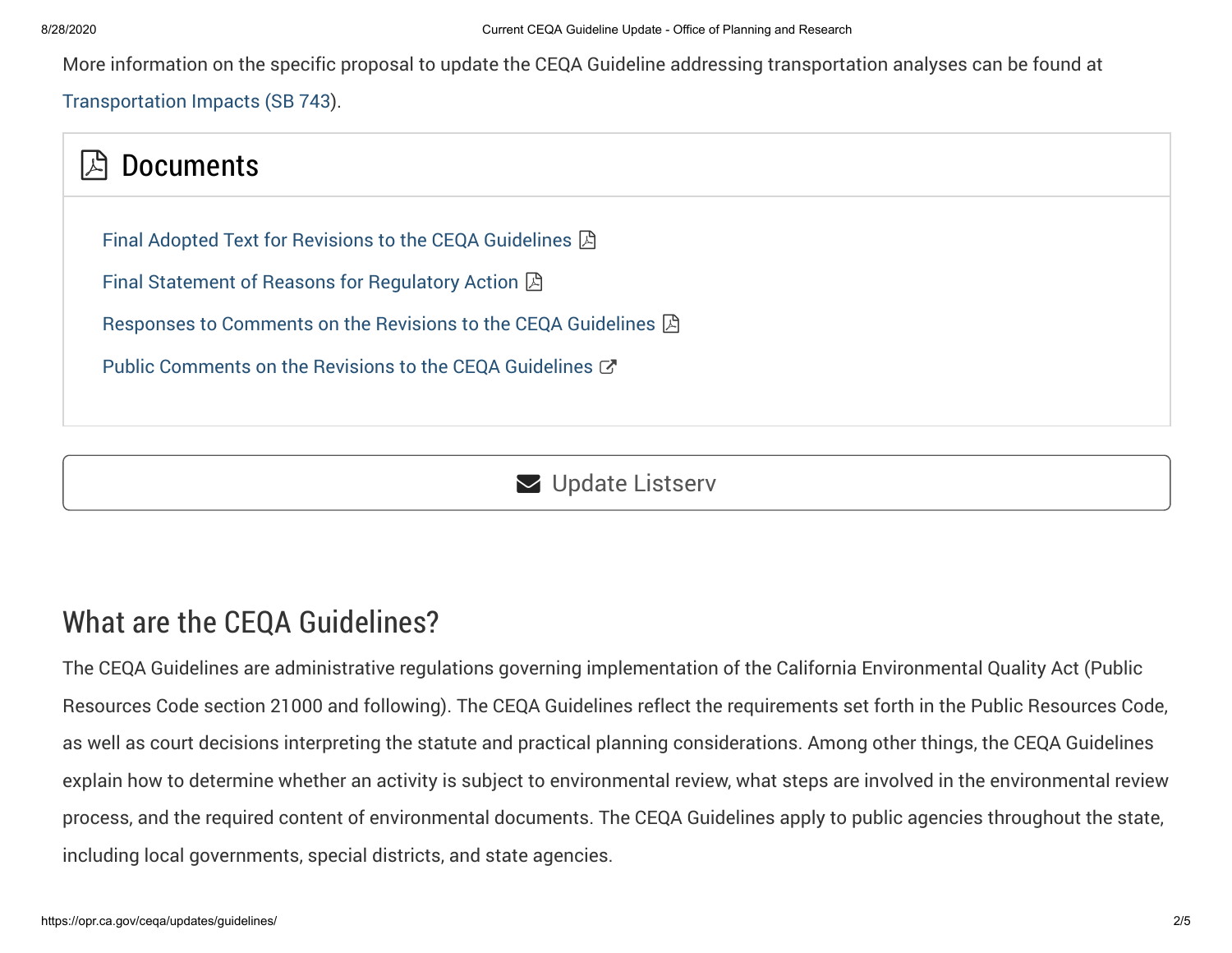More information on the specific proposal to update the CEQA Guideline addressing transportation analyses can be found at Transportation Impacts (SB 743).

## Documents

- Final Adopted Text for Revisions to the CEQA Guidelines
- Final Statement of Reasons for Regulatory Action
- Responses to Comments on the Revisions to the CEQA Guidelines
- Public Comments on the Revisions to the CEQA Guidelines

Update Listserv

## What are the CEQA Guidelines?

The CEQA Guidelines are administrative regulations governing implementation of the California Environmental Quality Act (Public Resources Code section 21000 and following). The CEQA Guidelines reflect the requirements set forth in the Public Resources Code, as well as court decisions interpreting the statute and practical planning considerations. Among other things, the CEQA Guidelines explain how to determine whether an activity is subject to environmental review, what steps are involved in the environmental review process, and the required content of environmental documents. The CEQA Guidelines apply to public agencies throughout the state, including local governments, special districts, and state agencies.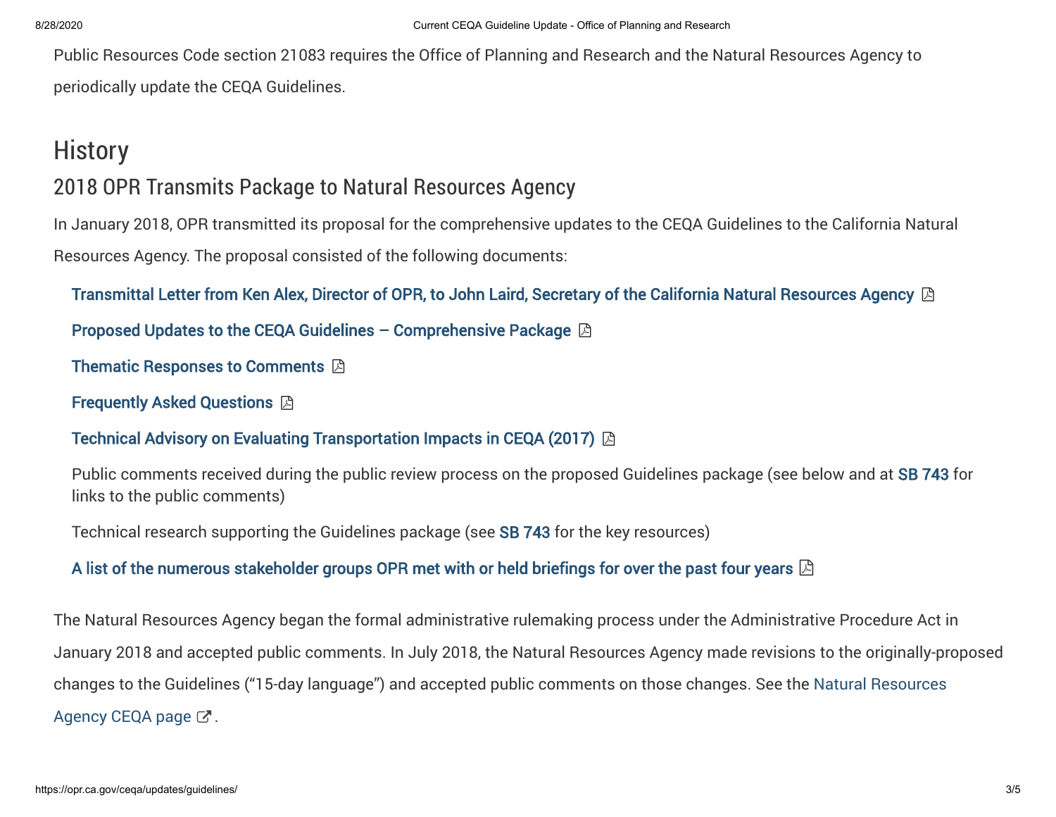Public Resources Code section 21083 requires the Office of Planning and Research and the Natural Resources Agency to periodically update the CEQA Guidelines.

## History

### 2018 OPR Transmits Package to Natural Resources Agency

In January 2018, OPR transmitted its proposal for the comprehensive updates to the CEQA Guidelines to the California Natural Resources Agency. The proposal consisted of the following documents:

- **Transmittal Letter from Ken Alex, Director of OPR, to John Laird, Secretary of the California Natural Resources Agency**
- **Proposed Updates to the CEQA Guidelines – Comprehensive Package**
- **Thematic Responses to Comments**
- **Frequently Asked Questions**
- **Technical Advisory on Evaluating Transportation Impacts in CEQA (2017)**
- Public comments received during the public review process on the proposed Guidelines package (see below and at **SB 743** for links to the public comments)
- Technical research supporting the Guidelines package (see **SB 743** for the key resources)
- **A list of the numerous stakeholder groups OPR met with or held briefings for over the past four years**

The Natural Resources Agency began the formal administrative rulemaking process under the Administrative Procedure Act in January 2018 and accepted public comments. In July 2018, the Natural Resources Agency made revisions to the originally-proposed changes to the Guidelines ("15-day language") and accepted public comments on those changes. See the Natural Resources Agency CEQA page.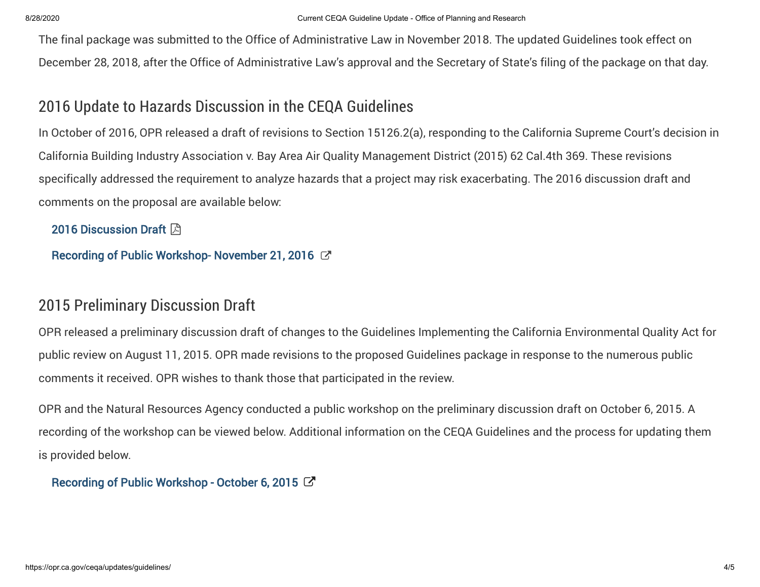The final package was submitted to the Office of Administrative Law in November 2018. The updated Guidelines took effect on December 28, 2018, after the Office of Administrative Law's approval and the Secretary of State's filing of the package on that day.

## 2016 Update to Hazards Discussion in the CEQA Guidelines

In October of 2016, OPR released a draft of revisions to Section 15126.2(a), responding to the California Supreme Court's decision in California Building Industry Association v. Bay Area Air Quality Management District (2015) 62 Cal.4th 369. These revisions specifically addressed the requirement to analyze hazards that a project may risk exacerbating. The 2016 discussion draft and comments on the proposal are available below:

**2016 Discussion Draft**

**Recording of Public Workshop- November 21, 2016**

## 2015 Preliminary Discussion Draft

OPR released a preliminary discussion draft of changes to the Guidelines Implementing the California Environmental Quality Act for public review on August 11, 2015. OPR made revisions to the proposed Guidelines package in response to the numerous public comments it received. OPR wishes to thank those that participated in the review.

OPR and the Natural Resources Agency conducted a public workshop on the preliminary discussion draft on October 6, 2015. A recording of the workshop can be viewed below. Additional information on the CEQA Guidelines and the process for updating them is provided below.

**Recording of Public Workshop - October 6, 2015**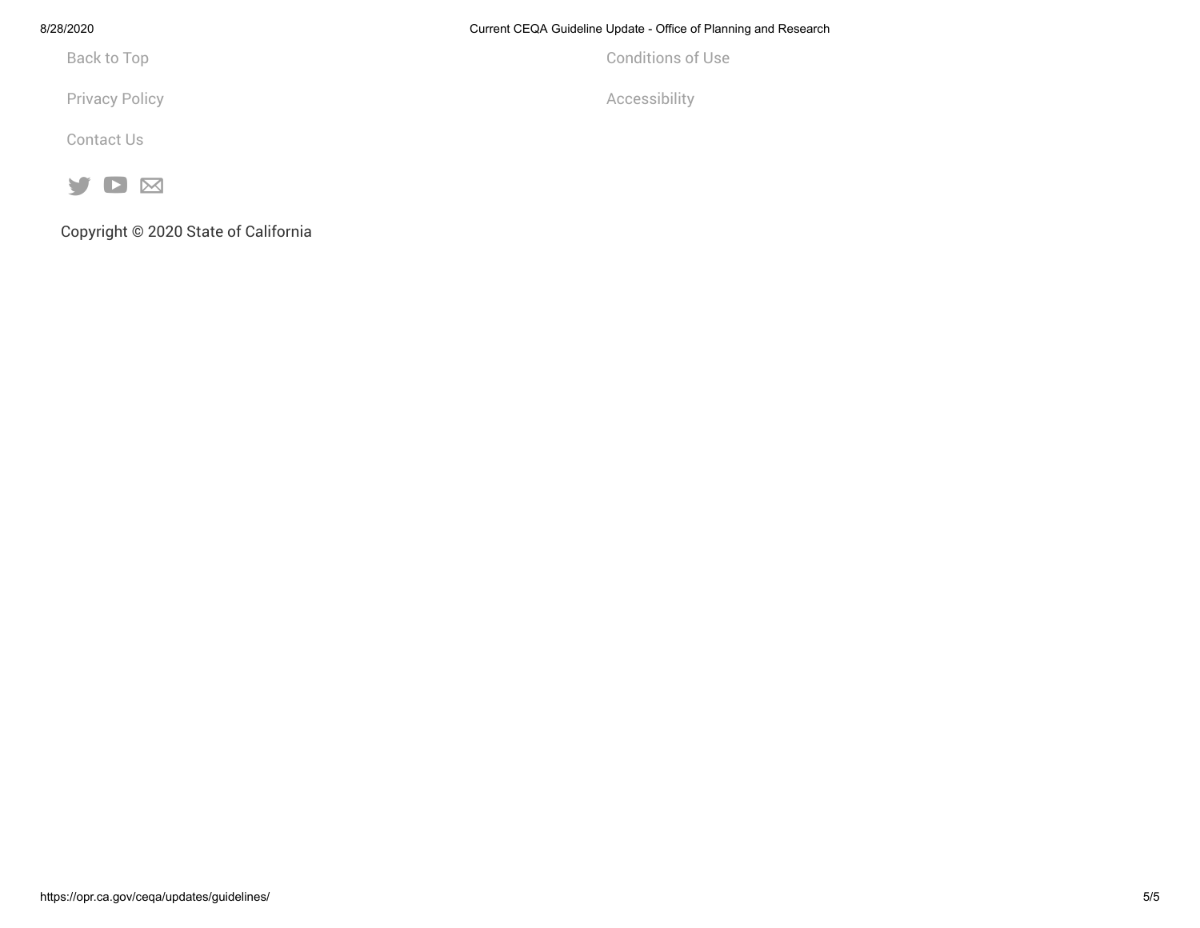Back to Top

Conditions of Use

Privacy Policy

Accessibility

Contact Us

Copyright © 2020 State of California